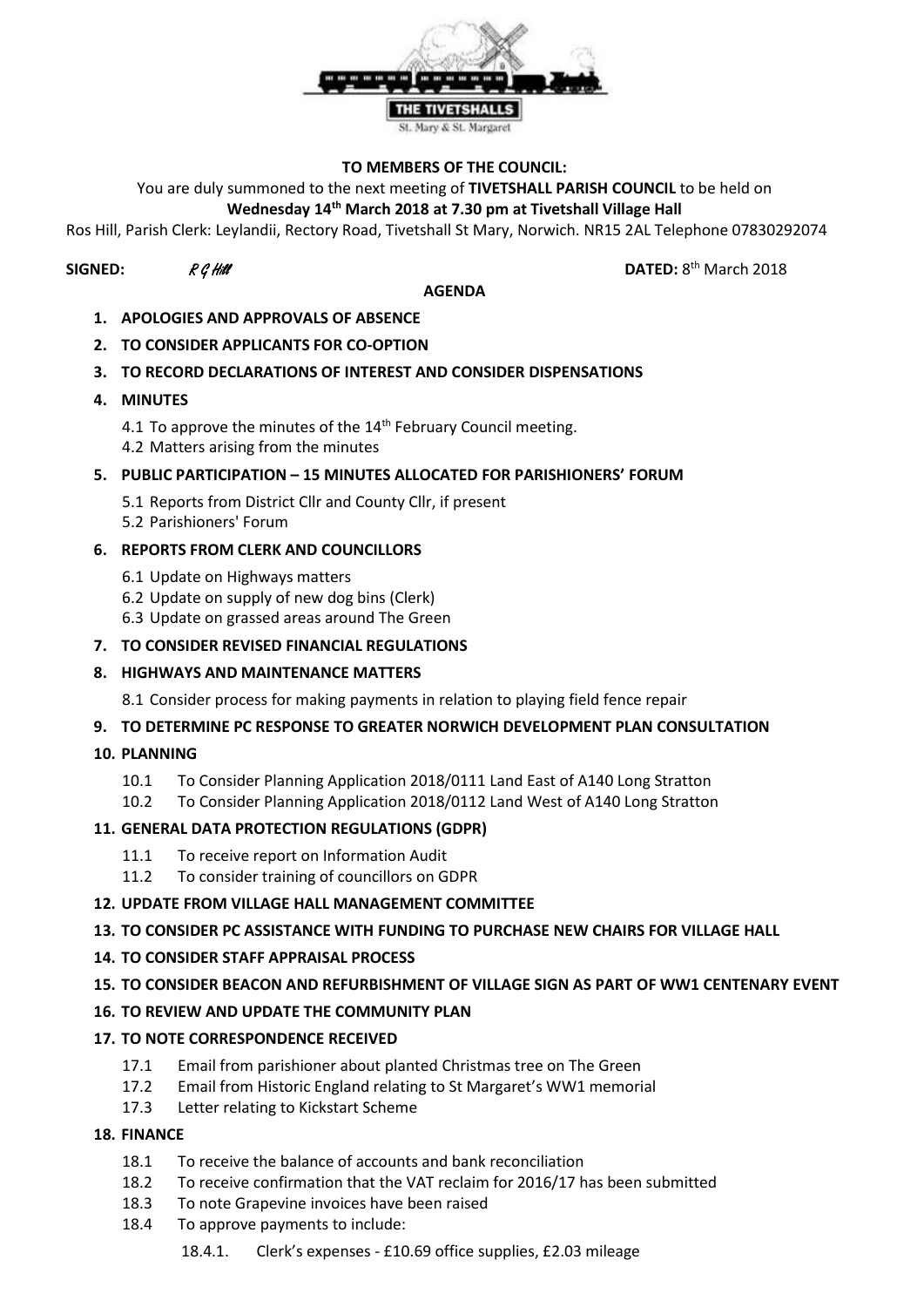THE TIVETSHALLS

St. Mary & St. Margaret

**TO MEMBERS OF THE COUNCIL:**

You are duly summoned to the next meeting of **TIVETSHALL PARISH COUNCIL** to be held on **Wednesday 14th March 2018 at 7.30 pm at Tivetshall Village Hall**

Ros Hill, Parish Clerk: Leylandii, Rectory Road, Tivetshall St Mary, Norwich. NR15 2AL Telephone 07830292074

**SIGNED:** *R G Hill* **DATED:** 8th March 2018

**AGENDA**

1. **APOLOGIES AND APPROVALS OF ABSENCE**
2. **TO CONSIDER APPLICANTS FOR CO-OPTION**
3. **TO RECORD DECLARATIONS OF INTEREST AND CONSIDER DISPENSATIONS**
4. **MINUTES**
   - 4.1 To approve the minutes of the 14th February Council meeting.
   - 4.2 Matters arising from the minutes
5. **PUBLIC PARTICIPATION – 15 MINUTES ALLOCATED FOR PARISHIONERS' FORUM**
   - 5.1 Reports from District Cllr and County Cllr, if present
   - 5.2 Parishioners' Forum
6. **REPORTS FROM CLERK AND COUNCILLORS**
   - 6.1 Update on Highways matters
   - 6.2 Update on supply of new dog bins (Clerk)
   - 6.3 Update on grassed areas around The Green
7. **TO CONSIDER REVISED FINANCIAL REGULATIONS**
8. **HIGHWAYS AND MAINTENANCE MATTERS**
   - 8.1 Consider process for making payments in relation to playing field fence repair
9. **TO DETERMINE PC RESPONSE TO GREATER NORWICH DEVELOPMENT PLAN CONSULTATION**
10. **PLANNING**
    - 10.1 To Consider Planning Application 2018/0111 Land East of A140 Long Stratton
    - 10.2 To Consider Planning Application 2018/0112 Land West of A140 Long Stratton
11. **GENERAL DATA PROTECTION REGULATIONS (GDPR)**
    - 11.1 To receive report on Information Audit
    - 11.2 To consider training of councillors on GDPR
12. **UPDATE FROM VILLAGE HALL MANAGEMENT COMMITTEE**
13. **TO CONSIDER PC ASSISTANCE WITH FUNDING TO PURCHASE NEW CHAIRS FOR VILLAGE HALL**
14. **TO CONSIDER STAFF APPRAISAL PROCESS**
15. **TO CONSIDER BEACON AND REFURBISHMENT OF VILLAGE SIGN AS PART OF WW1 CENTENARY EVENT**
16. **TO REVIEW AND UPDATE THE COMMUNITY PLAN**
17. **TO NOTE CORRESPONDENCE RECEIVED**
    - 17.1 Email from parishioner about planted Christmas tree on The Green
    - 17.2 Email from Historic England relating to St Margaret's WW1 memorial
    - 17.3 Letter relating to Kickstart Scheme
18. **FINANCE**
    - 18.1 To receive the balance of accounts and bank reconciliation
    - 18.2 To receive confirmation that the VAT reclaim for 2016/17 has been submitted
    - 18.3 To note Grapevine invoices have been raised
    - 18.4 To approve payments to include:
      - 18.4.1. Clerk's expenses - £10.69 office supplies, £2.03 mileage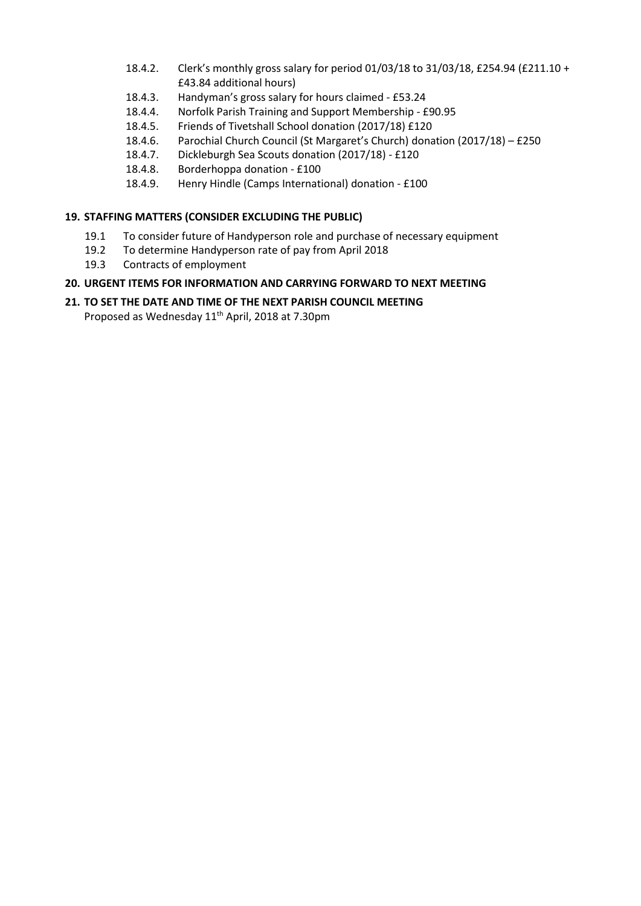18.4.2. Clerk's monthly gross salary for period 01/03/18 to 31/03/18, £254.94 (£211.10 + £43.84 additional hours)

18.4.3. Handyman's gross salary for hours claimed - £53.24

18.4.4. Norfolk Parish Training and Support Membership - £90.95

18.4.5. Friends of Tivetshall School donation (2017/18) £120

18.4.6. Parochial Church Council (St Margaret's Church) donation (2017/18) – £250

18.4.7. Dickleburgh Sea Scouts donation (2017/18) - £120

18.4.8. Borderhoppa donation - £100

18.4.9. Henry Hindle (Camps International) donation - £100

**19. STAFFING MATTERS (CONSIDER EXCLUDING THE PUBLIC)**

19.1 To consider future of Handyperson role and purchase of necessary equipment

19.2 To determine Handyperson rate of pay from April 2018

19.3 Contracts of employment

**20. URGENT ITEMS FOR INFORMATION AND CARRYING FORWARD TO NEXT MEETING**

**21. TO SET THE DATE AND TIME OF THE NEXT PARISH COUNCIL MEETING**

Proposed as Wednesday 11th April, 2018 at 7.30pm